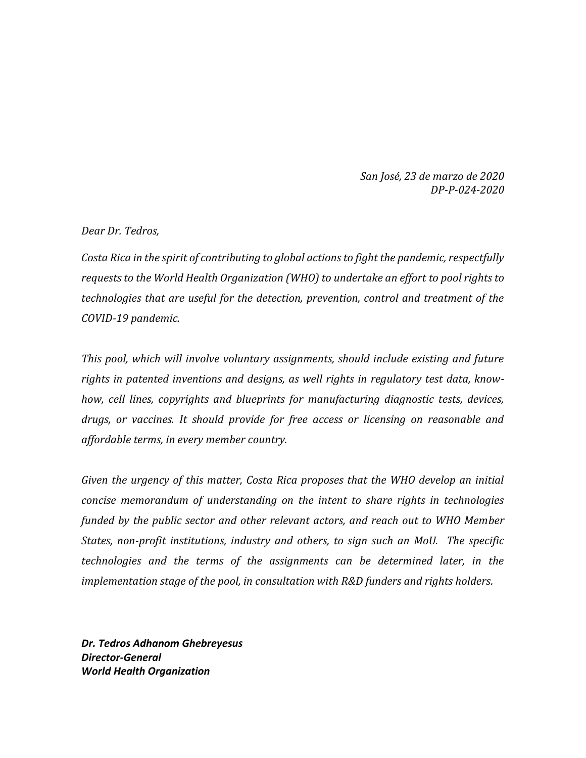*San José, 23 de marzo de 2020*
*DP-P-024-2020*

*Dear Dr. Tedros,*

*Costa Rica in the spirit of contributing to global actions to fight the pandemic, respectfully requests to the World Health Organization (WHO) to undertake an effort to pool rights to technologies that are useful for the detection, prevention, control and treatment of the COVID-19 pandemic.*

*This pool, which will involve voluntary assignments, should include existing and future rights in patented inventions and designs, as well rights in regulatory test data, know-how, cell lines, copyrights and blueprints for manufacturing diagnostic tests, devices, drugs, or vaccines. It should provide for free access or licensing on reasonable and affordable terms, in every member country.*

*Given the urgency of this matter, Costa Rica proposes that the WHO develop an initial concise memorandum of understanding on the intent to share rights in technologies funded by the public sector and other relevant actors, and reach out to WHO Member States, non-profit institutions, industry and others, to sign such an MoU. The specific technologies and the terms of the assignments can be determined later, in the implementation stage of the pool, in consultation with R&D funders and rights holders.*

***Dr. Tedros Adhanom Ghebreyesus***
***Director-General***
***World Health Organization***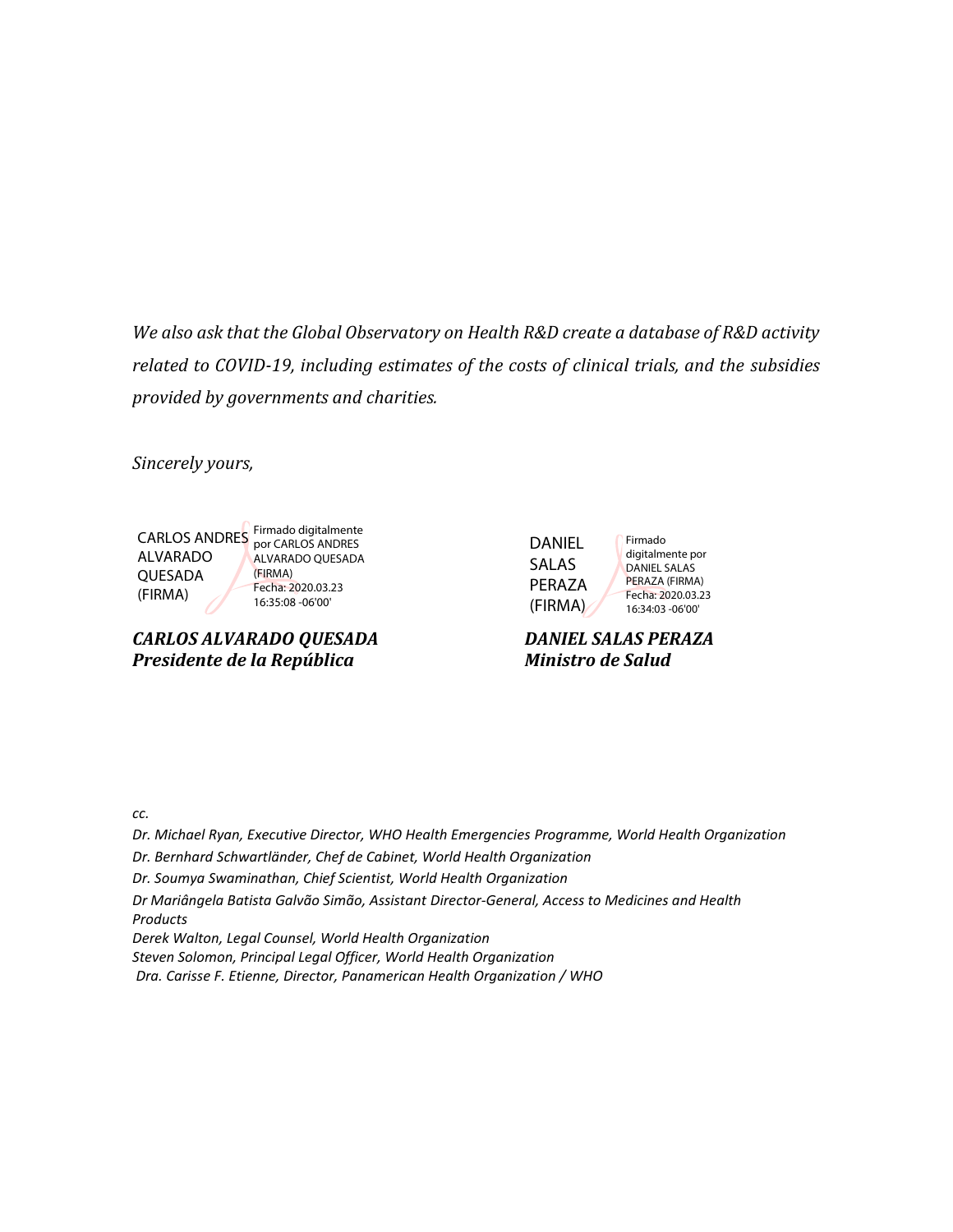*We also ask that the Global Observatory on Health R&D create a database of R&D activity related to COVID-19, including estimates of the costs of clinical trials, and the subsidies provided by governments and charities.*

*Sincerely yours,*

CARLOS ANDRES ALVARADO QUESADA (FIRMA)
Firmado digitalmente por CARLOS ANDRES ALVARADO QUESADA (FIRMA)
Fecha: 2020.03.23 16:35:08 -06'00'

***CARLOS ALVARADO QUESADA***
***Presidente de la República***

DANIEL SALAS PERAZA (FIRMA)
Firmado digitalmente por DANIEL SALAS PERAZA (FIRMA)
Fecha: 2020.03.23 16:34:03 -06'00'

***DANIEL SALAS PERAZA***
***Ministro de Salud***

*cc.*

*Dr. Michael Ryan, Executive Director, WHO Health Emergencies Programme, World Health Organization*

*Dr. Bernhard Schwartländer, Chef de Cabinet, World Health Organization*

*Dr. Soumya Swaminathan, Chief Scientist, World Health Organization*

*Dr Mariângela Batista Galvão Simão, Assistant Director-General, Access to Medicines and Health Products*

*Derek Walton, Legal Counsel, World Health Organization*

*Steven Solomon, Principal Legal Officer, World Health Organization*

*Dra. Carisse F. Etienne, Director, Panamerican Health Organization / WHO*